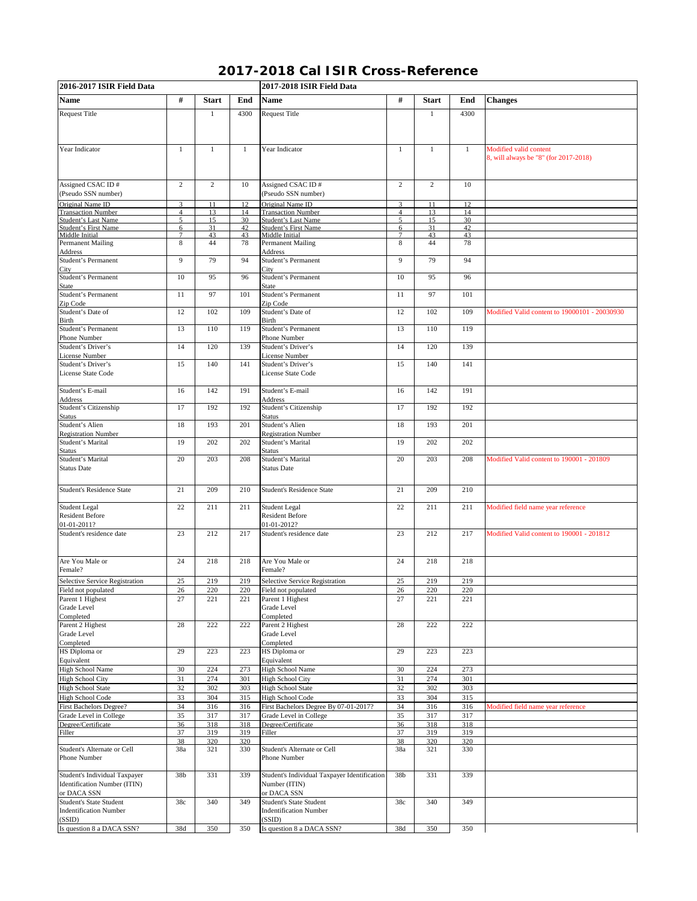# 2017-2018 Cal ISIR Cross-Reference

| 2016-2017 ISIR Field Data | | | | 2017-2018 ISIR Field Data | | | | |
|---|---|---|---|---|---|---|---|---|
| **Name** | **#** | **Start** | **End** | **Name** | **#** | **Start** | **End** | **Changes** |
| Request Title | | 1 | 4300 | Request Title | | 1 | 4300 | |
| Year Indicator | 1 | 1 | 1 | Year Indicator | 1 | 1 | 1 | Modified valid content 8, will always be "8" (for 2017-2018) |
| Assigned CSAC ID # (Pseudo SSN number) | 2 | 2 | 10 | Assigned CSAC ID # (Pseudo SSN number) | 2 | 2 | 10 | |
| Original Name ID | 3 | 11 | 12 | Original Name ID | 3 | 11 | 12 | |
| Transaction Number | 4 | 13 | 14 | Transaction Number | 4 | 13 | 14 | |
| Student's Last Name | 5 | 15 | 30 | Student's Last Name | 5 | 15 | 30 | |
| Student's First Name | 6 | 31 | 42 | Student's First Name | 6 | 31 | 42 | |
| Middle Initial | 7 | 43 | 43 | Middle Initial | 7 | 43 | 43 | |
| Permanent Mailing Address | 8 | 44 | 78 | Permanent Mailing Address | 8 | 44 | 78 | |
| Student's Permanent City | 9 | 79 | 94 | Student's Permanent City | 9 | 79 | 94 | |
| Student's Permanent State | 10 | 95 | 96 | Student's Permanent State | 10 | 95 | 96 | |
| Student's Permanent Zip Code | 11 | 97 | 101 | Student's Permanent Zip Code | 11 | 97 | 101 | |
| Student's Date of Birth | 12 | 102 | 109 | Student's Date of Birth | 12 | 102 | 109 | Modified Valid content to 19000101 - 20030930 |
| Student's Permanent Phone Number | 13 | 110 | 119 | Student's Permanent Phone Number | 13 | 110 | 119 | |
| Student's Driver's License Number | 14 | 120 | 139 | Student's Driver's License Number | 14 | 120 | 139 | |
| Student's Driver's License State Code | 15 | 140 | 141 | Student's Driver's License State Code | 15 | 140 | 141 | |
| Student's E-mail Address | 16 | 142 | 191 | Student's E-mail Address | 16 | 142 | 191 | |
| Student's Citizenship Status | 17 | 192 | 192 | Student's Citizenship Status | 17 | 192 | 192 | |
| Student's Alien Registration Number | 18 | 193 | 201 | Student's Alien Registration Number | 18 | 193 | 201 | |
| Student's Marital Status | 19 | 202 | 202 | Student's Marital Status | 19 | 202 | 202 | |
| Student's Marital Status Date | 20 | 203 | 208 | Student's Marital Status Date | 20 | 203 | 208 | Modified Valid content to 190001 - 201809 |
| Student's Residence State | 21 | 209 | 210 | Student's Residence State | 21 | 209 | 210 | |
| Student Legal Resident Before 01-01-2011? | 22 | 211 | 211 | Student Legal Resident Before 01-01-2012? | 22 | 211 | 211 | Modified field name year reference |
| Student's residence date | 23 | 212 | 217 | Student's residence date | 23 | 212 | 217 | Modified Valid content to 190001 - 201812 |
| Are You Male or Female? | 24 | 218 | 218 | Are You Male or Female? | 24 | 218 | 218 | |
| Selective Service Registration | 25 | 219 | 219 | Selective Service Registration | 25 | 219 | 219 | |
| Field not populated | 26 | 220 | 220 | Field not populated | 26 | 220 | 220 | |
| Parent 1 Highest Grade Level Completed | 27 | 221 | 221 | Parent 1 Highest Grade Level Completed | 27 | 221 | 221 | |
| Parent 2 Highest Grade Level Completed | 28 | 222 | 222 | Parent 2 Highest Grade Level Completed | 28 | 222 | 222 | |
| HS Diploma or Equivalent | 29 | 223 | 223 | HS Diploma or Equivalent | 29 | 223 | 223 | |
| High School Name | 30 | 224 | 273 | High School Name | 30 | 224 | 273 | |
| High School City | 31 | 274 | 301 | High School City | 31 | 274 | 301 | |
| High School State | 32 | 302 | 303 | High School State | 32 | 302 | 303 | |
| High School Code | 33 | 304 | 315 | High School Code | 33 | 304 | 315 | |
| First Bachelors Degree? | 34 | 316 | 316 | First Bachelors Degree By 07-01-2017? | 34 | 316 | 316 | Modified field name year reference |
| Grade Level in College | 35 | 317 | 317 | Grade Level in College | 35 | 317 | 317 | |
| Degree/Certificate | 36 | 318 | 318 | Degree/Certificate | 36 | 318 | 318 | |
| Filler | 37 | 319 | 319 | Filler | 37 | 319 | 319 | |
| | 38 | 320 | 320 | | 38 | 320 | 320 | |
| Student's Alternate or Cell Phone Number | 38a | 321 | 330 | Student's Alternate or Cell Phone Number | 38a | 321 | 330 | |
| Student's Individual Taxpayer Identification Number (ITIN) or DACA SSN | 38b | 331 | 339 | Student's Individual Taxpayer Identification Number (ITIN) or DACA SSN | 38b | 331 | 339 | |
| Student's State Student Indentification Number (SSID) | 38c | 340 | 349 | Student's State Student Indentification Number (SSID) | 38c | 340 | 349 | |
| Is question 8 a DACA SSN? | 38d | 350 | 350 | Is question 8 a DACA SSN? | 38d | 350 | 350 | |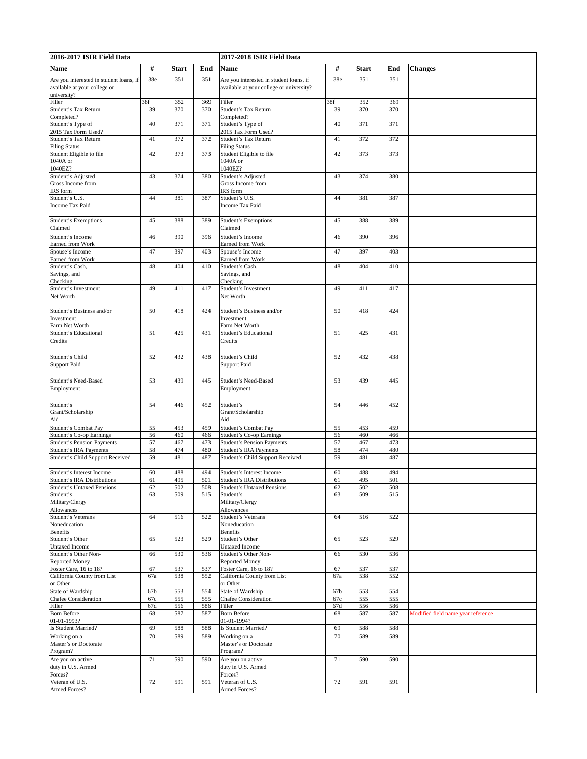| 2016-2017 ISIR Field Data | | | | 2017-2018 ISIR Field Data | | | | |
|---|---|---|---|---|---|---|---|---|
| **Name** | **#** | **Start** | **End** | **Name** | **#** | **Start** | **End** | **Changes** |
| Are you interested in student loans, if available at your college or university? | 38e | 351 | 351 | Are you interested in student loans, if available at your college or university? | 38e | 351 | 351 | |
| Filler | 38f | 352 | 369 | Filler | 38f | 352 | 369 | |
| Student's Tax Return Completed? | 39 | 370 | 370 | Student's Tax Return Completed? | 39 | 370 | 370 | |
| Student's Type of 2015 Tax Form Used? | 40 | 371 | 371 | Student's Type of 2015 Tax Form Used? | 40 | 371 | 371 | |
| Student's Tax Return Filing Status | 41 | 372 | 372 | Student's Tax Return Filing Status | 41 | 372 | 372 | |
| Student Eligible to file 1040A or 1040EZ? | 42 | 373 | 373 | Student Eligible to file 1040A or 1040EZ? | 42 | 373 | 373 | |
| Student's Adjusted Gross Income from IRS form | 43 | 374 | 380 | Student's Adjusted Gross Income from IRS form | 43 | 374 | 380 | |
| Student's U.S. Income Tax Paid | 44 | 381 | 387 | Student's U.S. Income Tax Paid | 44 | 381 | 387 | |
| Student's Exemptions Claimed | 45 | 388 | 389 | Student's Exemptions Claimed | 45 | 388 | 389 | |
| Student's Income Earned from Work | 46 | 390 | 396 | Student's Income Earned from Work | 46 | 390 | 396 | |
| Spouse's Income Earned from Work | 47 | 397 | 403 | Spouse's Income Earned from Work | 47 | 397 | 403 | |
| Student's Cash, Savings, and Checking | 48 | 404 | 410 | Student's Cash, Savings, and Checking | 48 | 404 | 410 | |
| Student's Investment Net Worth | 49 | 411 | 417 | Student's Investment Net Worth | 49 | 411 | 417 | |
| Student's Business and/or Investment Farm Net Worth | 50 | 418 | 424 | Student's Business and/or Investment Farm Net Worth | 50 | 418 | 424 | |
| Student's Educational Credits | 51 | 425 | 431 | Student's Educational Credits | 51 | 425 | 431 | |
| Student's Child Support Paid | 52 | 432 | 438 | Student's Child Support Paid | 52 | 432 | 438 | |
| Student's Need-Based Employment | 53 | 439 | 445 | Student's Need-Based Employment | 53 | 439 | 445 | |
| Student's Grant/Scholarship Aid | 54 | 446 | 452 | Student's Grant/Scholarship Aid | 54 | 446 | 452 | |
| Student's Combat Pay | 55 | 453 | 459 | Student's Combat Pay | 55 | 453 | 459 | |
| Student's Co-op Earnings | 56 | 460 | 466 | Student's Co-op Earnings | 56 | 460 | 466 | |
| Student's Pension Payments | 57 | 467 | 473 | Student's Pension Payments | 57 | 467 | 473 | |
| Student's IRA Payments | 58 | 474 | 480 | Student's IRA Payments | 58 | 474 | 480 | |
| Student's Child Support Received | 59 | 481 | 487 | Student's Child Support Received | 59 | 481 | 487 | |
| Student's Interest Income | 60 | 488 | 494 | Student's Interest Income | 60 | 488 | 494 | |
| Student's IRA Distributions | 61 | 495 | 501 | Student's IRA Distributions | 61 | 495 | 501 | |
| Student's Untaxed Pensions | 62 | 502 | 508 | Student's Untaxed Pensions | 62 | 502 | 508 | |
| Student's Military/Clergy Allowances | 63 | 509 | 515 | Student's Military/Clergy Allowances | 63 | 509 | 515 | |
| Student's Veterans Noneducation Benefits | 64 | 516 | 522 | Student's Veterans Noneducation Benefits | 64 | 516 | 522 | |
| Student's Other Untaxed Income | 65 | 523 | 529 | Student's Other Untaxed Income | 65 | 523 | 529 | |
| Student's Other Non-Reported Money | 66 | 530 | 536 | Student's Other Non-Reported Money | 66 | 530 | 536 | |
| Foster Care, 16 to 18? | 67 | 537 | 537 | Foster Care, 16 to 18? | 67 | 537 | 537 | |
| California County from List or Other | 67a | 538 | 552 | California County from List or Other | 67a | 538 | 552 | |
| State of Wardship | 67b | 553 | 554 | State of Wardship | 67b | 553 | 554 | |
| Chafee Consideration | 67c | 555 | 555 | Chafee Consideration | 67c | 555 | 555 | |
| Filler | 67d | 556 | 586 | Filler | 67d | 556 | 586 | |
| Born Before 01-01-1993? | 68 | 587 | 587 | Born Before 01-01-1994? | 68 | 587 | 587 | Modified field name year reference |
| Is Student Married? | 69 | 588 | 588 | Is Student Married? | 69 | 588 | 588 | |
| Working on a Master's or Doctorate Program? | 70 | 589 | 589 | Working on a Master's or Doctorate Program? | 70 | 589 | 589 | |
| Are you on active duty in U.S. Armed Forces? | 71 | 590 | 590 | Are you on active duty in U.S. Armed Forces? | 71 | 590 | 590 | |
| Veteran of U.S. Armed Forces? | 72 | 591 | 591 | Veteran of U.S. Armed Forces? | 72 | 591 | 591 | |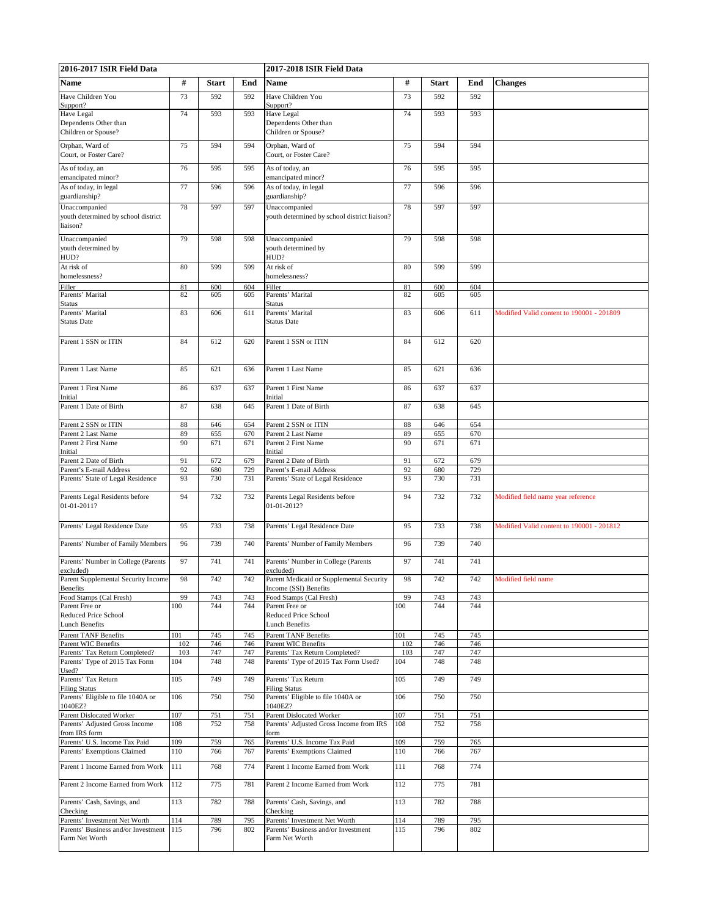| 2016-2017 ISIR Field Data | | | | 2017-2018 ISIR Field Data | | | | |
|---|---|---|---|---|---|---|---|---|
| **Name** | **#** | **Start** | **End** | **Name** | **#** | **Start** | **End** | **Changes** |
| Have Children You Support? | 73 | 592 | 592 | Have Children You Support? | 73 | 592 | 592 | |
| Have Legal Dependents Other than Children or Spouse? | 74 | 593 | 593 | Have Legal Dependents Other than Children or Spouse? | 74 | 593 | 593 | |
| Orphan, Ward of Court, or Foster Care? | 75 | 594 | 594 | Orphan, Ward of Court, or Foster Care? | 75 | 594 | 594 | |
| As of today, an emancipated minor? | 76 | 595 | 595 | As of today, an emancipated minor? | 76 | 595 | 595 | |
| As of today, in legal guardianship? | 77 | 596 | 596 | As of today, in legal guardianship? | 77 | 596 | 596 | |
| Unaccompanied youth determined by school district liaison? | 78 | 597 | 597 | Unaccompanied youth determined by school district liaison? | 78 | 597 | 597 | |
| Unaccompanied youth determined by HUD? | 79 | 598 | 598 | Unaccompanied youth determined by HUD? | 79 | 598 | 598 | |
| At risk of homelessness? | 80 | 599 | 599 | At risk of homelessness? | 80 | 599 | 599 | |
| Filler | 81 | 600 | 604 | Filler | 81 | 600 | 604 | |
| Parents' Marital Status | 82 | 605 | 605 | Parents' Marital Status | 82 | 605 | 605 | |
| Parents' Marital Status Date | 83 | 606 | 611 | Parents' Marital Status Date | 83 | 606 | 611 | Modified Valid content to 190001 - 201809 |
| Parent 1 SSN or ITIN | 84 | 612 | 620 | Parent 1 SSN or ITIN | 84 | 612 | 620 | |
| Parent 1 Last Name | 85 | 621 | 636 | Parent 1 Last Name | 85 | 621 | 636 | |
| Parent 1 First Name Initial | 86 | 637 | 637 | Parent 1 First Name Initial | 86 | 637 | 637 | |
| Parent 1 Date of Birth | 87 | 638 | 645 | Parent 1 Date of Birth | 87 | 638 | 645 | |
| Parent 2 SSN or ITIN | 88 | 646 | 654 | Parent 2 SSN or ITIN | 88 | 646 | 654 | |
| Parent 2 Last Name | 89 | 655 | 670 | Parent 2 Last Name | 89 | 655 | 670 | |
| Parent 2 First Name Initial | 90 | 671 | 671 | Parent 2 First Name Initial | 90 | 671 | 671 | |
| Parent 2 Date of Birth | 91 | 672 | 679 | Parent 2 Date of Birth | 91 | 672 | 679 | |
| Parent's E-mail Address | 92 | 680 | 729 | Parent's E-mail Address | 92 | 680 | 729 | |
| Parents' State of Legal Residence | 93 | 730 | 731 | Parents' State of Legal Residence | 93 | 730 | 731 | |
| Parents Legal Residents before 01-01-2011? | 94 | 732 | 732 | Parents Legal Residents before 01-01-2012? | 94 | 732 | 732 | Modified field name year reference |
| Parents' Legal Residence Date | 95 | 733 | 738 | Parents' Legal Residence Date | 95 | 733 | 738 | Modified Valid content to 190001 - 201812 |
| Parents' Number of Family Members | 96 | 739 | 740 | Parents' Number of Family Members | 96 | 739 | 740 | |
| Parents' Number in College (Parents excluded) | 97 | 741 | 741 | Parents' Number in College (Parents excluded) | 97 | 741 | 741 | |
| Parent Supplemental Security Income Benefits | 98 | 742 | 742 | Parent Medicaid or Supplemental Security Income (SSI) Benefits | 98 | 742 | 742 | Modified field name |
| Food Stamps (Cal Fresh) | 99 | 743 | 743 | Food Stamps (Cal Fresh) | 99 | 743 | 743 | |
| Parent Free or Reduced Price School Lunch Benefits | 100 | 744 | 744 | Parent Free or Reduced Price School Lunch Benefits | 100 | 744 | 744 | |
| Parent TANF Benefits | 101 | 745 | 745 | Parent TANF Benefits | 101 | 745 | 745 | |
| Parent WIC Benefits | 102 | 746 | 746 | Parent WIC Benefits | 102 | 746 | 746 | |
| Parents' Tax Return Completed? | 103 | 747 | 747 | Parents' Tax Return Completed? | 103 | 747 | 747 | |
| Parents' Type of 2015 Tax Form Used? | 104 | 748 | 748 | Parents' Type of 2015 Tax Form Used? | 104 | 748 | 748 | |
| Parents' Tax Return Filing Status | 105 | 749 | 749 | Parents' Tax Return Filing Status | 105 | 749 | 749 | |
| Parents' Eligible to file 1040A or 1040EZ? | 106 | 750 | 750 | Parents' Eligible to file 1040A or 1040EZ? | 106 | 750 | 750 | |
| Parent Dislocated Worker | 107 | 751 | 751 | Parent Dislocated Worker | 107 | 751 | 751 | |
| Parents' Adjusted Gross Income from IRS form | 108 | 752 | 758 | Parents' Adjusted Gross Income from IRS form | 108 | 752 | 758 | |
| Parents' U.S. Income Tax Paid | 109 | 759 | 765 | Parents' U.S. Income Tax Paid | 109 | 759 | 765 | |
| Parents' Exemptions Claimed | 110 | 766 | 767 | Parents' Exemptions Claimed | 110 | 766 | 767 | |
| Parent 1 Income Earned from Work | 111 | 768 | 774 | Parent 1 Income Earned from Work | 111 | 768 | 774 | |
| Parent 2 Income Earned from Work | 112 | 775 | 781 | Parent 2 Income Earned from Work | 112 | 775 | 781 | |
| Parents' Cash, Savings, and Checking | 113 | 782 | 788 | Parents' Cash, Savings, and Checking | 113 | 782 | 788 | |
| Parents' Investment Net Worth | 114 | 789 | 795 | Parents' Investment Net Worth | 114 | 789 | 795 | |
| Parents' Business and/or Investment Farm Net Worth | 115 | 796 | 802 | Parents' Business and/or Investment Farm Net Worth | 115 | 796 | 802 | |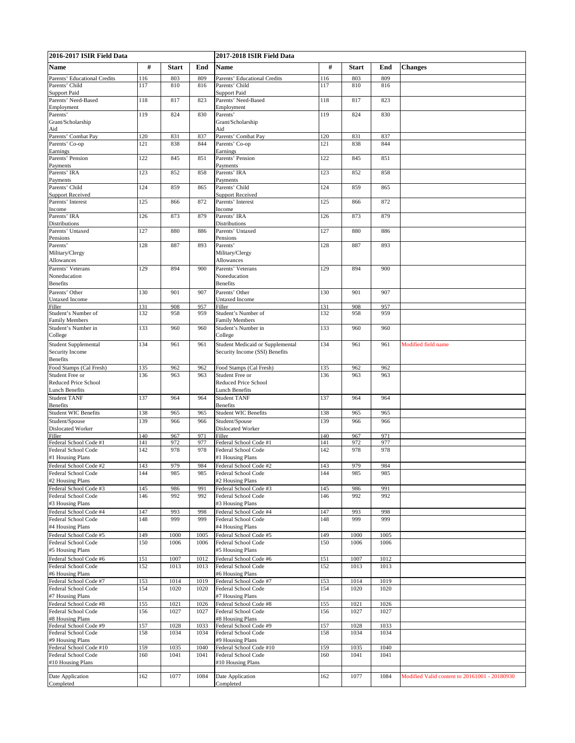| 2016-2017 ISIR Field Data | | | | 2017-2018 ISIR Field Data | | | | |
|---|---|---|---|---|---|---|---|---|
| **Name** | **#** | **Start** | **End** | **Name** | **#** | **Start** | **End** | **Changes** |
| Parents' Educational Credits | 116 | 803 | 809 | Parents' Educational Credits | 116 | 803 | 809 | |
| Parents' Child Support Paid | 117 | 810 | 816 | Parents' Child Support Paid | 117 | 810 | 816 | |
| Parents' Need-Based Employment | 118 | 817 | 823 | Parents' Need-Based Employment | 118 | 817 | 823 | |
| Parents' Grant/Scholarship Aid | 119 | 824 | 830 | Parents' Grant/Scholarship Aid | 119 | 824 | 830 | |
| Parents' Combat Pay | 120 | 831 | 837 | Parents' Combat Pay | 120 | 831 | 837 | |
| Parents' Co-op Earnings | 121 | 838 | 844 | Parents' Co-op Earnings | 121 | 838 | 844 | |
| Parents' Pension Payments | 122 | 845 | 851 | Parents' Pension Payments | 122 | 845 | 851 | |
| Parents' IRA Payments | 123 | 852 | 858 | Parents' IRA Payments | 123 | 852 | 858 | |
| Parents' Child Support Received | 124 | 859 | 865 | Parents' Child Support Received | 124 | 859 | 865 | |
| Parents' Interest Income | 125 | 866 | 872 | Parents' Interest Income | 125 | 866 | 872 | |
| Parents' IRA Distributions | 126 | 873 | 879 | Parents' IRA Distributions | 126 | 873 | 879 | |
| Parents' Untaxed Pensions | 127 | 880 | 886 | Parents' Untaxed Pensions | 127 | 880 | 886 | |
| Parents' Military/Clergy Allowances | 128 | 887 | 893 | Parents' Military/Clergy Allowances | 128 | 887 | 893 | |
| Parents' Veterans Noneducation Benefits | 129 | 894 | 900 | Parents' Veterans Noneducation Benefits | 129 | 894 | 900 | |
| Parents' Other Untaxed Income | 130 | 901 | 907 | Parents' Other Untaxed Income | 130 | 901 | 907 | |
| Filler | 131 | 908 | 957 | Filler | 131 | 908 | 957 | |
| Student's Number of Family Members | 132 | 958 | 959 | Student's Number of Family Members | 132 | 958 | 959 | |
| Student's Number in College | 133 | 960 | 960 | Student's Number in College | 133 | 960 | 960 | |
| Student Supplemental Security Income Benefits | 134 | 961 | 961 | Student Medicaid or Supplemental Security Income (SSI) Benefits | 134 | 961 | 961 | Modified field name |
| Food Stamps (Cal Fresh) | 135 | 962 | 962 | Food Stamps (Cal Fresh) | 135 | 962 | 962 | |
| Student Free or Reduced Price School Lunch Benefits | 136 | 963 | 963 | Student Free or Reduced Price School Lunch Benefits | 136 | 963 | 963 | |
| Student TANF Benefits | 137 | 964 | 964 | Student TANF Benefits | 137 | 964 | 964 | |
| Student WIC Benefits | 138 | 965 | 965 | Student WIC Benefits | 138 | 965 | 965 | |
| Student/Spouse Dislocated Worker | 139 | 966 | 966 | Student/Spouse Dislocated Worker | 139 | 966 | 966 | |
| Filler | 140 | 967 | 971 | Filler | 140 | 967 | 971 | |
| Federal School Code #1 | 141 | 972 | 977 | Federal School Code #1 | 141 | 972 | 977 | |
| Federal School Code #1 Housing Plans | 142 | 978 | 978 | Federal School Code #1 Housing Plans | 142 | 978 | 978 | |
| Federal School Code #2 | 143 | 979 | 984 | Federal School Code #2 | 143 | 979 | 984 | |
| Federal School Code #2 Housing Plans | 144 | 985 | 985 | Federal School Code #2 Housing Plans | 144 | 985 | 985 | |
| Federal School Code #3 | 145 | 986 | 991 | Federal School Code #3 | 145 | 986 | 991 | |
| Federal School Code #3 Housing Plans | 146 | 992 | 992 | Federal School Code #3 Housing Plans | 146 | 992 | 992 | |
| Federal School Code #4 | 147 | 993 | 998 | Federal School Code #4 | 147 | 993 | 998 | |
| Federal School Code #4 Housing Plans | 148 | 999 | 999 | Federal School Code #4 Housing Plans | 148 | 999 | 999 | |
| Federal School Code #5 | 149 | 1000 | 1005 | Federal School Code #5 | 149 | 1000 | 1005 | |
| Federal School Code #5 Housing Plans | 150 | 1006 | 1006 | Federal School Code #5 Housing Plans | 150 | 1006 | 1006 | |
| Federal School Code #6 | 151 | 1007 | 1012 | Federal School Code #6 | 151 | 1007 | 1012 | |
| Federal School Code #6 Housing Plans | 152 | 1013 | 1013 | Federal School Code #6 Housing Plans | 152 | 1013 | 1013 | |
| Federal School Code #7 | 153 | 1014 | 1019 | Federal School Code #7 | 153 | 1014 | 1019 | |
| Federal School Code #7 Housing Plans | 154 | 1020 | 1020 | Federal School Code #7 Housing Plans | 154 | 1020 | 1020 | |
| Federal School Code #8 | 155 | 1021 | 1026 | Federal School Code #8 | 155 | 1021 | 1026 | |
| Federal School Code #8 Housing Plans | 156 | 1027 | 1027 | Federal School Code #8 Housing Plans | 156 | 1027 | 1027 | |
| Federal School Code #9 | 157 | 1028 | 1033 | Federal School Code #9 | 157 | 1028 | 1033 | |
| Federal School Code #9 Housing Plans | 158 | 1034 | 1034 | Federal School Code #9 Housing Plans | 158 | 1034 | 1034 | |
| Federal School Code #10 | 159 | 1035 | 1040 | Federal School Code #10 | 159 | 1035 | 1040 | |
| Federal School Code #10 Housing Plans | 160 | 1041 | 1041 | Federal School Code #10 Housing Plans | 160 | 1041 | 1041 | |
| | | | | | | | | |
| Date Application Completed | 162 | 1077 | 1084 | Date Application Completed | 162 | 1077 | 1084 | Modified Valid content to 20161001 - 20180930 |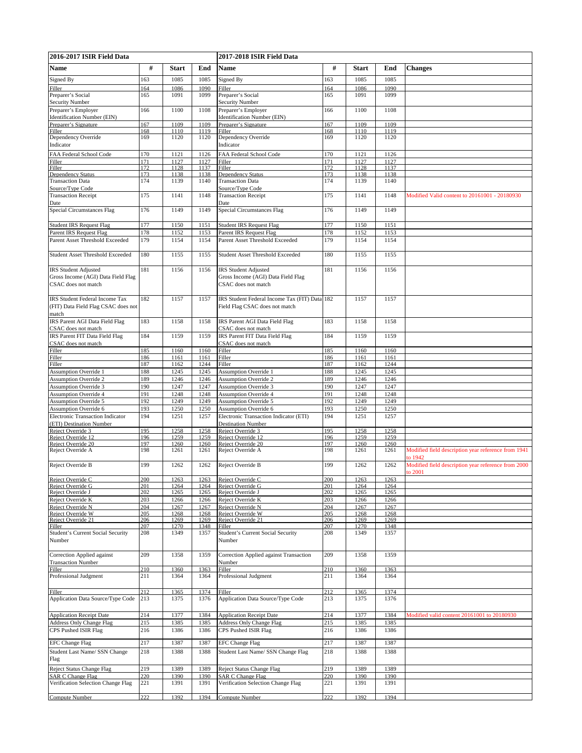| 2016-2017 ISIR Field Data | | | | 2017-2018 ISIR Field Data | | | | |
|---|---|---|---|---|---|---|---|---|
| **Name** | **#** | **Start** | **End** | **Name** | **#** | **Start** | **End** | **Changes** |
| Signed By | 163 | 1085 | 1085 | Signed By | 163 | 1085 | 1085 | |
| Filler | 164 | 1086 | 1090 | Filler | 164 | 1086 | 1090 | |
| Preparer's Social Security Number | 165 | 1091 | 1099 | Preparer's Social Security Number | 165 | 1091 | 1099 | |
| Preparer's Employer Identification Number (EIN) | 166 | 1100 | 1108 | Preparer's Employer Identification Number (EIN) | 166 | 1100 | 1108 | |
| Preparer's Signature | 167 | 1109 | 1109 | Preparer's Signature | 167 | 1109 | 1109 | |
| Filler | 168 | 1110 | 1119 | Filler | 168 | 1110 | 1119 | |
| Dependency Override Indicator | 169 | 1120 | 1120 | Dependency Override Indicator | 169 | 1120 | 1120 | |
| FAA Federal School Code | 170 | 1121 | 1126 | FAA Federal School Code | 170 | 1121 | 1126 | |
| Filler | 171 | 1127 | 1127 | Filler | 171 | 1127 | 1127 | |
| Filler | 172 | 1128 | 1137 | Filler | 172 | 1128 | 1137 | |
| Dependency Status | 173 | 1138 | 1138 | Dependency Status | 173 | 1138 | 1138 | |
| Transaction Data Source/Type Code | 174 | 1139 | 1140 | Transaction Data Source/Type Code | 174 | 1139 | 1140 | |
| Transaction Receipt Date | 175 | 1141 | 1148 | Transaction Receipt Date | 175 | 1141 | 1148 | Modified Valid content to 20161001 - 20180930 |
| Special Circumstances Flag | 176 | 1149 | 1149 | Special Circumstances Flag | 176 | 1149 | 1149 | |
| Student IRS Request Flag | 177 | 1150 | 1151 | Student IRS Request Flag | 177 | 1150 | 1151 | |
| Parent IRS Request Flag | 178 | 1152 | 1153 | Parent IRS Request Flag | 178 | 1152 | 1153 | |
| Parent Asset Threshold Exceeded | 179 | 1154 | 1154 | Parent Asset Threshold Exceeded | 179 | 1154 | 1154 | |
| Student Asset Threshold Exceeded | 180 | 1155 | 1155 | Student Asset Threshold Exceeded | 180 | 1155 | 1155 | |
| IRS Student Adjusted Gross Income (AGI) Data Field Flag CSAC does not match | 181 | 1156 | 1156 | IRS Student Adjusted Gross Income (AGI) Data Field Flag CSAC does not match | 181 | 1156 | 1156 | |
| IRS Student Federal Income Tax (FIT) Data Field Flag CSAC does not match | 182 | 1157 | 1157 | IRS Student Federal Income Tax (FIT) Data Field Flag CSAC does not match | 182 | 1157 | 1157 | |
| IRS Parent AGI Data Field Flag CSAC does not match | 183 | 1158 | 1158 | IRS Parent AGI Data Field Flag CSAC does not match | 183 | 1158 | 1158 | |
| IRS Parent FIT Data Field Flag CSAC does not match | 184 | 1159 | 1159 | IRS Parent FIT Data Field Flag CSAC does not match | 184 | 1159 | 1159 | |
| Filler | 185 | 1160 | 1160 | Filler | 185 | 1160 | 1160 | |
| Filler | 186 | 1161 | 1161 | Filler | 186 | 1161 | 1161 | |
| Filler | 187 | 1162 | 1244 | Filler | 187 | 1162 | 1244 | |
| Assumption Override 1 | 188 | 1245 | 1245 | Assumption Override 1 | 188 | 1245 | 1245 | |
| Assumption Override 2 | 189 | 1246 | 1246 | Assumption Override 2 | 189 | 1246 | 1246 | |
| Assumption Override 3 | 190 | 1247 | 1247 | Assumption Override 3 | 190 | 1247 | 1247 | |
| Assumption Override 4 | 191 | 1248 | 1248 | Assumption Override 4 | 191 | 1248 | 1248 | |
| Assumption Override 5 | 192 | 1249 | 1249 | Assumption Override 5 | 192 | 1249 | 1249 | |
| Assumption Override 6 | 193 | 1250 | 1250 | Assumption Override 6 | 193 | 1250 | 1250 | |
| Electronic Transaction Indicator (ETI) Destination Number | 194 | 1251 | 1257 | Electronic Transaction Indicator (ETI) Destination Number | 194 | 1251 | 1257 | |
| Reject Override 3 | 195 | 1258 | 1258 | Reject Override 3 | 195 | 1258 | 1258 | |
| Reject Override 12 | 196 | 1259 | 1259 | Reject Override 12 | 196 | 1259 | 1259 | |
| Reject Override 20 | 197 | 1260 | 1260 | Reject Override 20 | 197 | 1260 | 1260 | |
| Reject Override A | 198 | 1261 | 1261 | Reject Override A | 198 | 1261 | 1261 | Modified field description year reference from 1941 to 1942 |
| Reject Override B | 199 | 1262 | 1262 | Reject Override B | 199 | 1262 | 1262 | Modified field description year reference from 2000 to 2001 |
| Reject Override C | 200 | 1263 | 1263 | Reject Override C | 200 | 1263 | 1263 | |
| Reject Override G | 201 | 1264 | 1264 | Reject Override G | 201 | 1264 | 1264 | |
| Reject Override J | 202 | 1265 | 1265 | Reject Override J | 202 | 1265 | 1265 | |
| Reject Override K | 203 | 1266 | 1266 | Reject Override K | 203 | 1266 | 1266 | |
| Reject Override N | 204 | 1267 | 1267 | Reject Override N | 204 | 1267 | 1267 | |
| Reject Override W | 205 | 1268 | 1268 | Reject Override W | 205 | 1268 | 1268 | |
| Reject Override 21 | 206 | 1269 | 1269 | Reject Override 21 | 206 | 1269 | 1269 | |
| Filler | 207 | 1270 | 1348 | Filler | 207 | 1270 | 1348 | |
| Student's Current Social Security Number | 208 | 1349 | 1357 | Student's Current Social Security Number | 208 | 1349 | 1357 | |
| Correction Applied against Transaction Number | 209 | 1358 | 1359 | Correction Applied against Transaction Number | 209 | 1358 | 1359 | |
| Filler | 210 | 1360 | 1363 | Filler | 210 | 1360 | 1363 | |
| Professional Judgment | 211 | 1364 | 1364 | Professional Judgment | 211 | 1364 | 1364 | |
| Filler | 212 | 1365 | 1374 | Filler | 212 | 1365 | 1374 | |
| Application Data Source/Type Code | 213 | 1375 | 1376 | Application Data Source/Type Code | 213 | 1375 | 1376 | |
| Application Receipt Date | 214 | 1377 | 1384 | Application Receipt Date | 214 | 1377 | 1384 | Modified valid content 20161001 to 20180930 |
| Address Only Change Flag | 215 | 1385 | 1385 | Address Only Change Flag | 215 | 1385 | 1385 | |
| CPS Pushed ISIR Flag | 216 | 1386 | 1386 | CPS Pushed ISIR Flag | 216 | 1386 | 1386 | |
| EFC Change Flag | 217 | 1387 | 1387 | EFC Change Flag | 217 | 1387 | 1387 | |
| Student Last Name/ SSN Change Flag | 218 | 1388 | 1388 | Student Last Name/ SSN Change Flag | 218 | 1388 | 1388 | |
| Reject Status Change Flag | 219 | 1389 | 1389 | Reject Status Change Flag | 219 | 1389 | 1389 | |
| SAR C Change Flag | 220 | 1390 | 1390 | SAR C Change Flag | 220 | 1390 | 1390 | |
| Verification Selection Change Flag | 221 | 1391 | 1391 | Verification Selection Change Flag | 221 | 1391 | 1391 | |
| Compute Number | 222 | 1392 | 1394 | Compute Number | 222 | 1392 | 1394 | |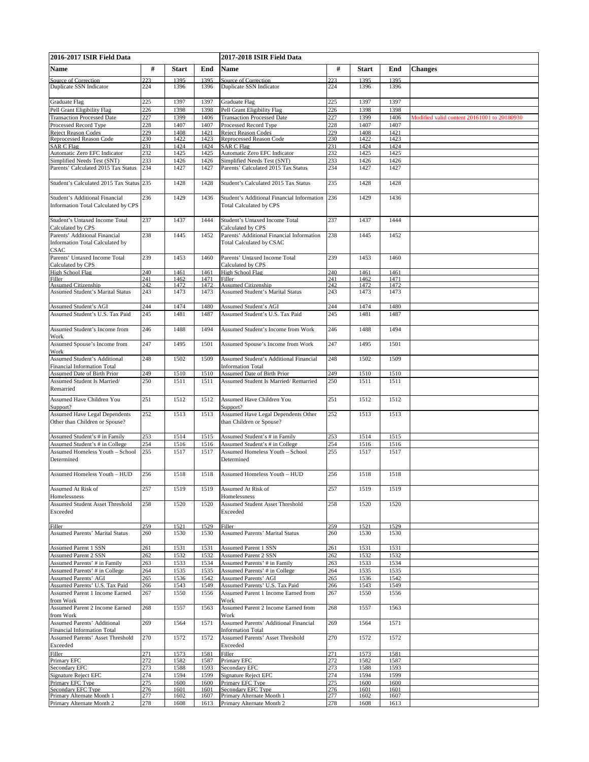| 2016-2017 ISIR Field Data | | | | 2017-2018 ISIR Field Data | | | | |
|---|---|---|---|---|---|---|---|---|
| **Name** | **#** | **Start** | **End** | **Name** | **#** | **Start** | **End** | **Changes** |
| Source of Correction | 223 | 1395 | 1395 | Source of Correction | 223 | 1395 | 1395 | |
| Duplicate SSN Indicator | 224 | 1396 | 1396 | Duplicate SSN Indicator | 224 | 1396 | 1396 | |
| Graduate Flag | 225 | 1397 | 1397 | Graduate Flag | 225 | 1397 | 1397 | |
| Pell Grant Eligibility Flag | 226 | 1398 | 1398 | Pell Grant Eligibility Flag | 226 | 1398 | 1398 | |
| Transaction Processed Date | 227 | 1399 | 1406 | Transaction Processed Date | 227 | 1399 | 1406 | Modified valid content 20161001 to 20180930 |
| Processed Record Type | 228 | 1407 | 1407 | Processed Record Type | 228 | 1407 | 1407 | |
| Reject Reason Codes | 229 | 1408 | 1421 | Reject Reason Codes | 229 | 1408 | 1421 | |
| Reprocessed Reason Code | 230 | 1422 | 1423 | Reprocessed Reason Code | 230 | 1422 | 1423 | |
| SAR C Flag | 231 | 1424 | 1424 | SAR C Flag | 231 | 1424 | 1424 | |
| Automatic Zero EFC Indicator | 232 | 1425 | 1425 | Automatic Zero EFC Indicator | 232 | 1425 | 1425 | |
| Simplified Needs Test (SNT) | 233 | 1426 | 1426 | Simplified Needs Test (SNT) | 233 | 1426 | 1426 | |
| Parents' Calculated 2015 Tax Status | 234 | 1427 | 1427 | Parents' Calculated 2015 Tax Status | 234 | 1427 | 1427 | |
| Student's Calculated 2015 Tax Status | 235 | 1428 | 1428 | Student's Calculated 2015 Tax Status | 235 | 1428 | 1428 | |
| Student's Additional Financial Information Total Calculated by CPS | 236 | 1429 | 1436 | Student's Additional Financial Information Total Calculated by CPS | 236 | 1429 | 1436 | |
| Student's Untaxed Income Total Calculated by CPS | 237 | 1437 | 1444 | Student's Untaxed Income Total Calculated by CPS | 237 | 1437 | 1444 | |
| Parents' Additional Financial Information Total Calculated by CSAC | 238 | 1445 | 1452 | Parents' Additional Financial Information Total Calculated by CSAC | 238 | 1445 | 1452 | |
| Parents' Untaxed Income Total Calculated by CPS | 239 | 1453 | 1460 | Parents' Untaxed Income Total Calculated by CPS | 239 | 1453 | 1460 | |
| High School Flag | 240 | 1461 | 1461 | High School Flag | 240 | 1461 | 1461 | |
| Filler | 241 | 1462 | 1471 | Filler | 241 | 1462 | 1471 | |
| Assumed Citizenship | 242 | 1472 | 1472 | Assumed Citizenship | 242 | 1472 | 1472 | |
| Assumed Student's Marital Status | 243 | 1473 | 1473 | Assumed Student's Marital Status | 243 | 1473 | 1473 | |
| Assumed Student's AGI | 244 | 1474 | 1480 | Assumed Student's AGI | 244 | 1474 | 1480 | |
| Assumed Student's U.S. Tax Paid | 245 | 1481 | 1487 | Assumed Student's U.S. Tax Paid | 245 | 1481 | 1487 | |
| Assumed Student's Income from Work | 246 | 1488 | 1494 | Assumed Student's Income from Work | 246 | 1488 | 1494 | |
| Assumed Spouse's Income from Work | 247 | 1495 | 1501 | Assumed Spouse's Income from Work | 247 | 1495 | 1501 | |
| Assumed Student's Additional Financial Information Total | 248 | 1502 | 1509 | Assumed Student's Additional Financial Information Total | 248 | 1502 | 1509 | |
| Assumed Date of Birth Prior | 249 | 1510 | 1510 | Assumed Date of Birth Prior | 249 | 1510 | 1510 | |
| Assumed Student Is Married/ Remarried | 250 | 1511 | 1511 | Assumed Student Is Married/ Remarried | 250 | 1511 | 1511 | |
| Assumed Have Children You Support? | 251 | 1512 | 1512 | Assumed Have Children You Support? | 251 | 1512 | 1512 | |
| Assumed Have Legal Dependents Other than Children or Spouse? | 252 | 1513 | 1513 | Assumed Have Legal Dependents Other than Children or Spouse? | 252 | 1513 | 1513 | |
| Assumed Student's # in Family | 253 | 1514 | 1515 | Assumed Student's # in Family | 253 | 1514 | 1515 | |
| Assumed Student's # in College | 254 | 1516 | 1516 | Assumed Student's # in College | 254 | 1516 | 1516 | |
| Assumed Homeless Youth – School Determined | 255 | 1517 | 1517 | Assumed Homeless Youth – School Determined | 255 | 1517 | 1517 | |
| Assumed Homeless Youth – HUD | 256 | 1518 | 1518 | Assumed Homeless Youth – HUD | 256 | 1518 | 1518 | |
| Assumed At Risk of Homelessness | 257 | 1519 | 1519 | Assumed At Risk of Homelessness | 257 | 1519 | 1519 | |
| Assumed Student Asset Threshold Exceeded | 258 | 1520 | 1520 | Assumed Student Asset Threshold Exceeded | 258 | 1520 | 1520 | |
| Filler | 259 | 1521 | 1529 | Filler | 259 | 1521 | 1529 | |
| Assumed Parents' Marital Status | 260 | 1530 | 1530 | Assumed Parents' Marital Status | 260 | 1530 | 1530 | |
| Assumed Parent 1 SSN | 261 | 1531 | 1531 | Assumed Parent 1 SSN | 261 | 1531 | 1531 | |
| Assumed Parent 2 SSN | 262 | 1532 | 1532 | Assumed Parent 2 SSN | 262 | 1532 | 1532 | |
| Assumed Parents' # in Family | 263 | 1533 | 1534 | Assumed Parents' # in Family | 263 | 1533 | 1534 | |
| Assumed Parents' # in College | 264 | 1535 | 1535 | Assumed Parents' # in College | 264 | 1535 | 1535 | |
| Assumed Parents' AGI | 265 | 1536 | 1542 | Assumed Parents' AGI | 265 | 1536 | 1542 | |
| Assumed Parents' U.S. Tax Paid | 266 | 1543 | 1549 | Assumed Parents' U.S. Tax Paid | 266 | 1543 | 1549 | |
| Assumed Parent 1 Income Earned from Work | 267 | 1550 | 1556 | Assumed Parent 1 Income Earned from Work | 267 | 1550 | 1556 | |
| Assumed Parent 2 Income Earned from Work | 268 | 1557 | 1563 | Assumed Parent 2 Income Earned from Work | 268 | 1557 | 1563 | |
| Assumed Parents' Additional Financial Information Total | 269 | 1564 | 1571 | Assumed Parents' Additional Financial Information Total | 269 | 1564 | 1571 | |
| Assumed Parents' Asset Threshold Exceeded | 270 | 1572 | 1572 | Assumed Parents' Asset Threshold Exceeded | 270 | 1572 | 1572 | |
| Filler | 271 | 1573 | 1581 | Filler | 271 | 1573 | 1581 | |
| Primary EFC | 272 | 1582 | 1587 | Primary EFC | 272 | 1582 | 1587 | |
| Secondary EFC | 273 | 1588 | 1593 | Secondary EFC | 273 | 1588 | 1593 | |
| Signature Reject EFC | 274 | 1594 | 1599 | Signature Reject EFC | 274 | 1594 | 1599 | |
| Primary EFC Type | 275 | 1600 | 1600 | Primary EFC Type | 275 | 1600 | 1600 | |
| Secondary EFC Type | 276 | 1601 | 1601 | Secondary EFC Type | 276 | 1601 | 1601 | |
| Primary Alternate Month 1 | 277 | 1602 | 1607 | Primary Alternate Month 1 | 277 | 1602 | 1607 | |
| Primary Alternate Month 2 | 278 | 1608 | 1613 | Primary Alternate Month 2 | 278 | 1608 | 1613 | |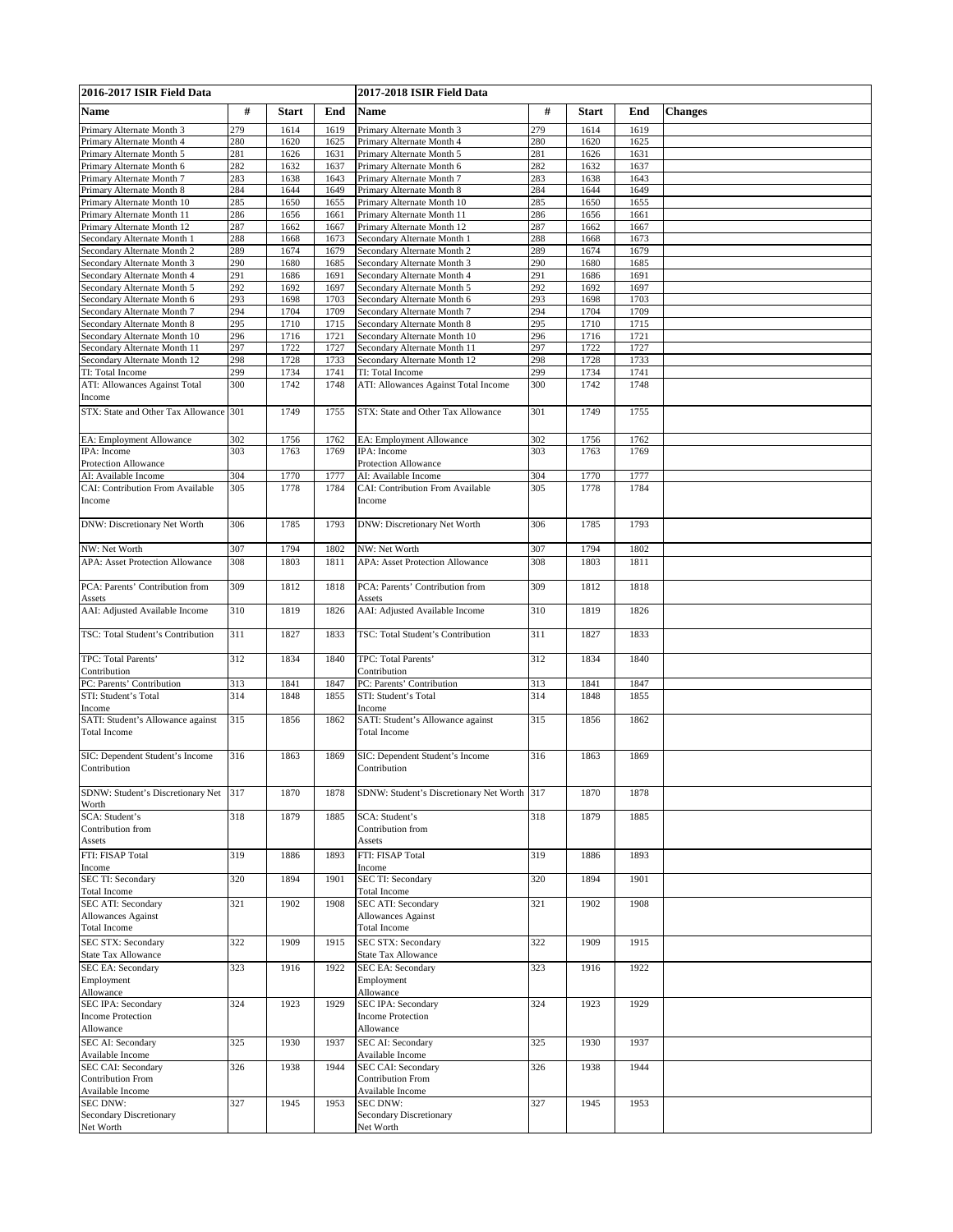| 2016-2017 ISIR Field Data | | | | 2017-2018 ISIR Field Data | | | | |
|---|---|---|---|---|---|---|---|---|
| **Name** | **#** | **Start** | **End** | **Name** | **#** | **Start** | **End** | **Changes** |
| Primary Alternate Month 3 | 279 | 1614 | 1619 | Primary Alternate Month 3 | 279 | 1614 | 1619 | |
| Primary Alternate Month 4 | 280 | 1620 | 1625 | Primary Alternate Month 4 | 280 | 1620 | 1625 | |
| Primary Alternate Month 5 | 281 | 1626 | 1631 | Primary Alternate Month 5 | 281 | 1626 | 1631 | |
| Primary Alternate Month 6 | 282 | 1632 | 1637 | Primary Alternate Month 6 | 282 | 1632 | 1637 | |
| Primary Alternate Month 7 | 283 | 1638 | 1643 | Primary Alternate Month 7 | 283 | 1638 | 1643 | |
| Primary Alternate Month 8 | 284 | 1644 | 1649 | Primary Alternate Month 8 | 284 | 1644 | 1649 | |
| Primary Alternate Month 10 | 285 | 1650 | 1655 | Primary Alternate Month 10 | 285 | 1650 | 1655 | |
| Primary Alternate Month 11 | 286 | 1656 | 1661 | Primary Alternate Month 11 | 286 | 1656 | 1661 | |
| Primary Alternate Month 12 | 287 | 1662 | 1667 | Primary Alternate Month 12 | 287 | 1662 | 1667 | |
| Secondary Alternate Month 1 | 288 | 1668 | 1673 | Secondary Alternate Month 1 | 288 | 1668 | 1673 | |
| Secondary Alternate Month 2 | 289 | 1674 | 1679 | Secondary Alternate Month 2 | 289 | 1674 | 1679 | |
| Secondary Alternate Month 3 | 290 | 1680 | 1685 | Secondary Alternate Month 3 | 290 | 1680 | 1685 | |
| Secondary Alternate Month 4 | 291 | 1686 | 1691 | Secondary Alternate Month 4 | 291 | 1686 | 1691 | |
| Secondary Alternate Month 5 | 292 | 1692 | 1697 | Secondary Alternate Month 5 | 292 | 1692 | 1697 | |
| Secondary Alternate Month 6 | 293 | 1698 | 1703 | Secondary Alternate Month 6 | 293 | 1698 | 1703 | |
| Secondary Alternate Month 7 | 294 | 1704 | 1709 | Secondary Alternate Month 7 | 294 | 1704 | 1709 | |
| Secondary Alternate Month 8 | 295 | 1710 | 1715 | Secondary Alternate Month 8 | 295 | 1710 | 1715 | |
| Secondary Alternate Month 10 | 296 | 1716 | 1721 | Secondary Alternate Month 10 | 296 | 1716 | 1721 | |
| Secondary Alternate Month 11 | 297 | 1722 | 1727 | Secondary Alternate Month 11 | 297 | 1722 | 1727 | |
| Secondary Alternate Month 12 | 298 | 1728 | 1733 | Secondary Alternate Month 12 | 298 | 1728 | 1733 | |
| TI: Total Income | 299 | 1734 | 1741 | TI: Total Income | 299 | 1734 | 1741 | |
| ATI: Allowances Against Total Income | 300 | 1742 | 1748 | ATI: Allowances Against Total Income | 300 | 1742 | 1748 | |
| STX: State and Other Tax Allowance | 301 | 1749 | 1755 | STX: State and Other Tax Allowance | 301 | 1749 | 1755 | |
| EA: Employment Allowance | 302 | 1756 | 1762 | EA: Employment Allowance | 302 | 1756 | 1762 | |
| IPA: Income Protection Allowance | 303 | 1763 | 1769 | IPA: Income Protection Allowance | 303 | 1763 | 1769 | |
| AI: Available Income | 304 | 1770 | 1777 | AI: Available Income | 304 | 1770 | 1777 | |
| CAI: Contribution From Available Income | 305 | 1778 | 1784 | CAI: Contribution From Available Income | 305 | 1778 | 1784 | |
| DNW: Discretionary Net Worth | 306 | 1785 | 1793 | DNW: Discretionary Net Worth | 306 | 1785 | 1793 | |
| NW: Net Worth | 307 | 1794 | 1802 | NW: Net Worth | 307 | 1794 | 1802 | |
| APA: Asset Protection Allowance | 308 | 1803 | 1811 | APA: Asset Protection Allowance | 308 | 1803 | 1811 | |
| PCA: Parents' Contribution from Assets | 309 | 1812 | 1818 | PCA: Parents' Contribution from Assets | 309 | 1812 | 1818 | |
| AAI: Adjusted Available Income | 310 | 1819 | 1826 | AAI: Adjusted Available Income | 310 | 1819 | 1826 | |
| TSC: Total Student's Contribution | 311 | 1827 | 1833 | TSC: Total Student's Contribution | 311 | 1827 | 1833 | |
| TPC: Total Parents' Contribution | 312 | 1834 | 1840 | TPC: Total Parents' Contribution | 312 | 1834 | 1840 | |
| PC: Parents' Contribution | 313 | 1841 | 1847 | PC: Parents' Contribution | 313 | 1841 | 1847 | |
| STI: Student's Total Income | 314 | 1848 | 1855 | STI: Student's Total Income | 314 | 1848 | 1855 | |
| SATI: Student's Allowance against Total Income | 315 | 1856 | 1862 | SATI: Student's Allowance against Total Income | 315 | 1856 | 1862 | |
| SIC: Dependent Student's Income Contribution | 316 | 1863 | 1869 | SIC: Dependent Student's Income Contribution | 316 | 1863 | 1869 | |
| SDNW: Student's Discretionary Net Worth | 317 | 1870 | 1878 | SDNW: Student's Discretionary Net Worth | 317 | 1870 | 1878 | |
| SCA: Student's Contribution from Assets | 318 | 1879 | 1885 | SCA: Student's Contribution from Assets | 318 | 1879 | 1885 | |
| FTI: FISAP Total Income | 319 | 1886 | 1893 | FTI: FISAP Total Income | 319 | 1886 | 1893 | |
| SEC TI: Secondary Total Income | 320 | 1894 | 1901 | SEC TI: Secondary Total Income | 320 | 1894 | 1901 | |
| SEC ATI: Secondary Allowances Against Total Income | 321 | 1902 | 1908 | SEC ATI: Secondary Allowances Against Total Income | 321 | 1902 | 1908 | |
| SEC STX: Secondary State Tax Allowance | 322 | 1909 | 1915 | SEC STX: Secondary State Tax Allowance | 322 | 1909 | 1915 | |
| SEC EA: Secondary Employment Allowance | 323 | 1916 | 1922 | SEC EA: Secondary Employment Allowance | 323 | 1916 | 1922 | |
| SEC IPA: Secondary Income Protection Allowance | 324 | 1923 | 1929 | SEC IPA: Secondary Income Protection Allowance | 324 | 1923 | 1929 | |
| SEC AI: Secondary Available Income | 325 | 1930 | 1937 | SEC AI: Secondary Available Income | 325 | 1930 | 1937 | |
| SEC CAI: Secondary Contribution From Available Income | 326 | 1938 | 1944 | SEC CAI: Secondary Contribution From Available Income | 326 | 1938 | 1944 | |
| SEC DNW: Secondary Discretionary Net Worth | 327 | 1945 | 1953 | SEC DNW: Secondary Discretionary Net Worth | 327 | 1945 | 1953 | |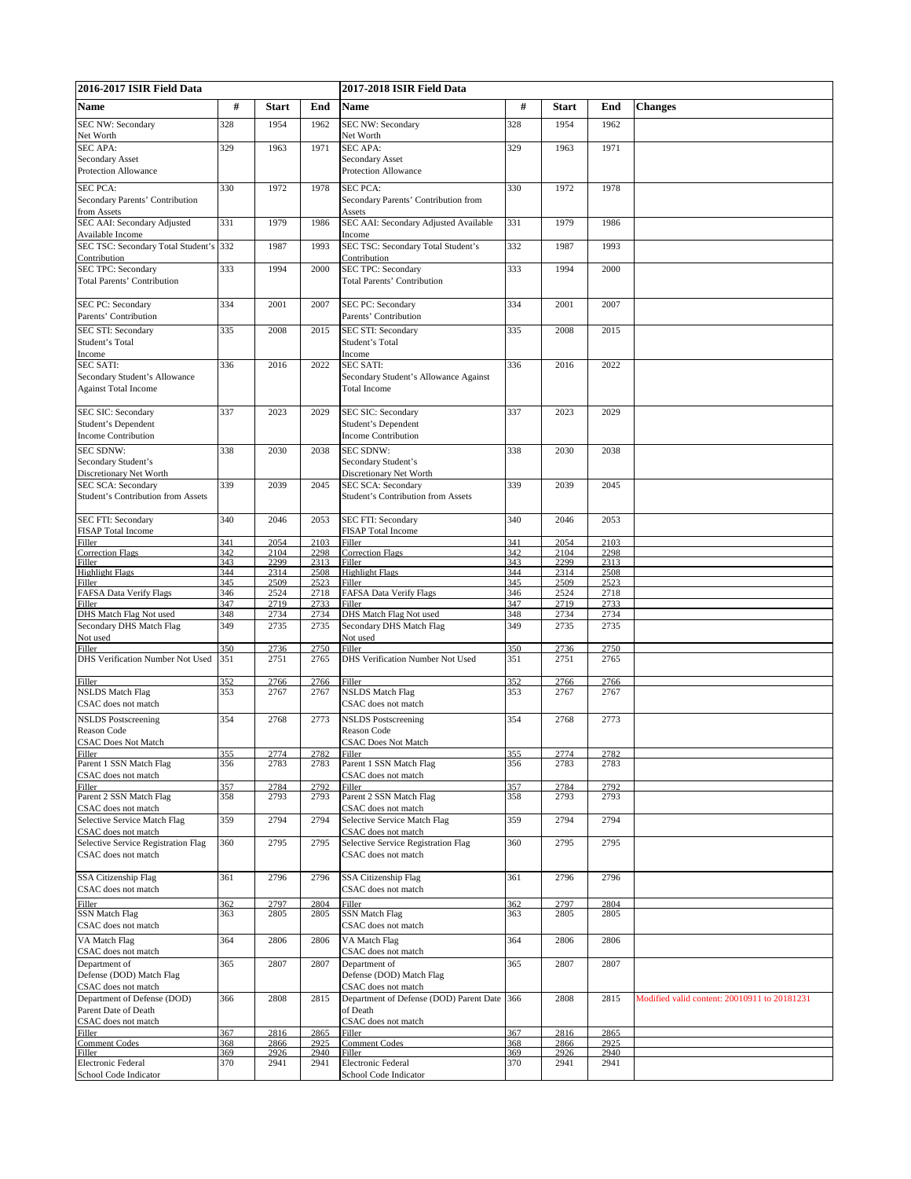| 2016-2017 ISIR Field Data | | | | 2017-2018 ISIR Field Data | | | | |
|---|---|---|---|---|---|---|---|---|
| **Name** | **#** | **Start** | **End** | **Name** | **#** | **Start** | **End** | **Changes** |
| SEC NW: Secondary Net Worth | 328 | 1954 | 1962 | SEC NW: Secondary Net Worth | 328 | 1954 | 1962 | |
| SEC APA: Secondary Asset Protection Allowance | 329 | 1963 | 1971 | SEC APA: Secondary Asset Protection Allowance | 329 | 1963 | 1971 | |
| SEC PCA: Secondary Parents' Contribution from Assets | 330 | 1972 | 1978 | SEC PCA: Secondary Parents' Contribution from Assets | 330 | 1972 | 1978 | |
| SEC AAI: Secondary Adjusted Available Income | 331 | 1979 | 1986 | SEC AAI: Secondary Adjusted Available Income | 331 | 1979 | 1986 | |
| SEC TSC: Secondary Total Student's Contribution | 332 | 1987 | 1993 | SEC TSC: Secondary Total Student's Contribution | 332 | 1987 | 1993 | |
| SEC TPC: Secondary Total Parents' Contribution | 333 | 1994 | 2000 | SEC TPC: Secondary Total Parents' Contribution | 333 | 1994 | 2000 | |
| SEC PC: Secondary Parents' Contribution | 334 | 2001 | 2007 | SEC PC: Secondary Parents' Contribution | 334 | 2001 | 2007 | |
| SEC STI: Secondary Student's Total Income | 335 | 2008 | 2015 | SEC STI: Secondary Student's Total Income | 335 | 2008 | 2015 | |
| SEC SATI: Secondary Student's Allowance Against Total Income | 336 | 2016 | 2022 | SEC SATI: Secondary Student's Allowance Against Total Income | 336 | 2016 | 2022 | |
| SEC SIC: Secondary Student's Dependent Income Contribution | 337 | 2023 | 2029 | SEC SIC: Secondary Student's Dependent Income Contribution | 337 | 2023 | 2029 | |
| SEC SDNW: Secondary Student's Discretionary Net Worth | 338 | 2030 | 2038 | SEC SDNW: Secondary Student's Discretionary Net Worth | 338 | 2030 | 2038 | |
| SEC SCA: Secondary Student's Contribution from Assets | 339 | 2039 | 2045 | SEC SCA: Secondary Student's Contribution from Assets | 339 | 2039 | 2045 | |
| SEC FTI: Secondary FISAP Total Income | 340 | 2046 | 2053 | SEC FTI: Secondary FISAP Total Income | 340 | 2046 | 2053 | |
| Filler | 341 | 2054 | 2103 | Filler | 341 | 2054 | 2103 | |
| Correction Flags | 342 | 2104 | 2298 | Correction Flags | 342 | 2104 | 2298 | |
| Filler | 343 | 2299 | 2313 | Filler | 343 | 2299 | 2313 | |
| Highlight Flags | 344 | 2314 | 2508 | Highlight Flags | 344 | 2314 | 2508 | |
| Filler | 345 | 2509 | 2523 | Filler | 345 | 2509 | 2523 | |
| FAFSA Data Verify Flags | 346 | 2524 | 2718 | FAFSA Data Verify Flags | 346 | 2524 | 2718 | |
| Filler | 347 | 2719 | 2733 | Filler | 347 | 2719 | 2733 | |
| DHS Match Flag Not used | 348 | 2734 | 2734 | DHS Match Flag Not used | 348 | 2734 | 2734 | |
| Secondary DHS Match Flag Not used | 349 | 2735 | 2735 | Secondary DHS Match Flag Not used | 349 | 2735 | 2735 | |
| Filler | 350 | 2736 | 2750 | Filler | 350 | 2736 | 2750 | |
| DHS Verification Number Not Used | 351 | 2751 | 2765 | DHS Verification Number Not Used | 351 | 2751 | 2765 | |
| Filler | 352 | 2766 | 2766 | Filler | 352 | 2766 | 2766 | |
| NSLDS Match Flag CSAC does not match | 353 | 2767 | 2767 | NSLDS Match Flag CSAC does not match | 353 | 2767 | 2767 | |
| NSLDS Postscreening Reason Code CSAC Does Not Match | 354 | 2768 | 2773 | NSLDS Postscreening Reason Code CSAC Does Not Match | 354 | 2768 | 2773 | |
| Filler | 355 | 2774 | 2782 | Filler | 355 | 2774 | 2782 | |
| Parent 1 SSN Match Flag CSAC does not match | 356 | 2783 | 2783 | Parent 1 SSN Match Flag CSAC does not match | 356 | 2783 | 2783 | |
| Filler | 357 | 2784 | 2792 | Filler | 357 | 2784 | 2792 | |
| Parent 2 SSN Match Flag CSAC does not match | 358 | 2793 | 2793 | Parent 2 SSN Match Flag CSAC does not match | 358 | 2793 | 2793 | |
| Selective Service Match Flag CSAC does not match | 359 | 2794 | 2794 | Selective Service Match Flag CSAC does not match | 359 | 2794 | 2794 | |
| Selective Service Registration Flag CSAC does not match | 360 | 2795 | 2795 | Selective Service Registration Flag CSAC does not match | 360 | 2795 | 2795 | |
| SSA Citizenship Flag CSAC does not match | 361 | 2796 | 2796 | SSA Citizenship Flag CSAC does not match | 361 | 2796 | 2796 | |
| Filler | 362 | 2797 | 2804 | Filler | 362 | 2797 | 2804 | |
| SSN Match Flag CSAC does not match | 363 | 2805 | 2805 | SSN Match Flag CSAC does not match | 363 | 2805 | 2805 | |
| VA Match Flag CSAC does not match | 364 | 2806 | 2806 | VA Match Flag CSAC does not match | 364 | 2806 | 2806 | |
| Department of Defense (DOD) Match Flag CSAC does not match | 365 | 2807 | 2807 | Department of Defense (DOD) Match Flag CSAC does not match | 365 | 2807 | 2807 | |
| Department of Defense (DOD) Parent Date of Death CSAC does not match | 366 | 2808 | 2815 | Department of Defense (DOD) Parent Date of Death CSAC does not match | 366 | 2808 | 2815 | Modified valid content: 20010911 to 20181231 |
| Filler | 367 | 2816 | 2865 | Filler | 367 | 2816 | 2865 | |
| Comment Codes | 368 | 2866 | 2925 | Comment Codes | 368 | 2866 | 2925 | |
| Filler | 369 | 2926 | 2940 | Filler | 369 | 2926 | 2940 | |
| Electronic Federal School Code Indicator | 370 | 2941 | 2941 | Electronic Federal School Code Indicator | 370 | 2941 | 2941 | |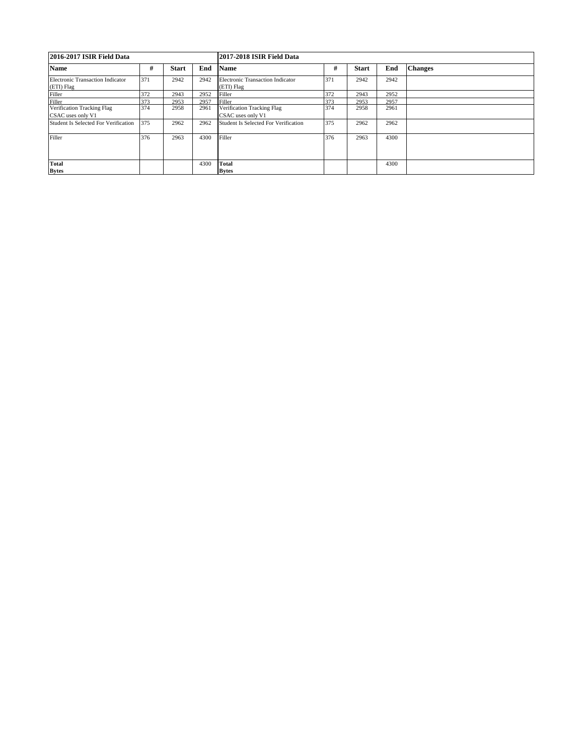| 2016-2017 ISIR Field Data | | | | 2017-2018 ISIR Field Data | | | | |
|---|---|---|---|---|---|---|---|---|
| **Name** | **#** | **Start** | **End** | **Name** | **#** | **Start** | **End** | **Changes** |
| Electronic Transaction Indicator (ETI) Flag | 371 | 2942 | 2942 | Electronic Transaction Indicator (ETI) Flag | 371 | 2942 | 2942 | |
| Filler | 372 | 2943 | 2952 | Filler | 372 | 2943 | 2952 | |
| Filler | 373 | 2953 | 2957 | Filler | 373 | 2953 | 2957 | |
| Verification Tracking Flag CSAC uses only V1 | 374 | 2958 | 2961 | Verification Tracking Flag CSAC uses only V1 | 374 | 2958 | 2961 | |
| Student Is Selected For Verification | 375 | 2962 | 2962 | Student Is Selected For Verification | 375 | 2962 | 2962 | |
| Filler | 376 | 2963 | 4300 | Filler | 376 | 2963 | 4300 | |
| **Total Bytes** | | | 4300 | **Total Bytes** | | | 4300 | |